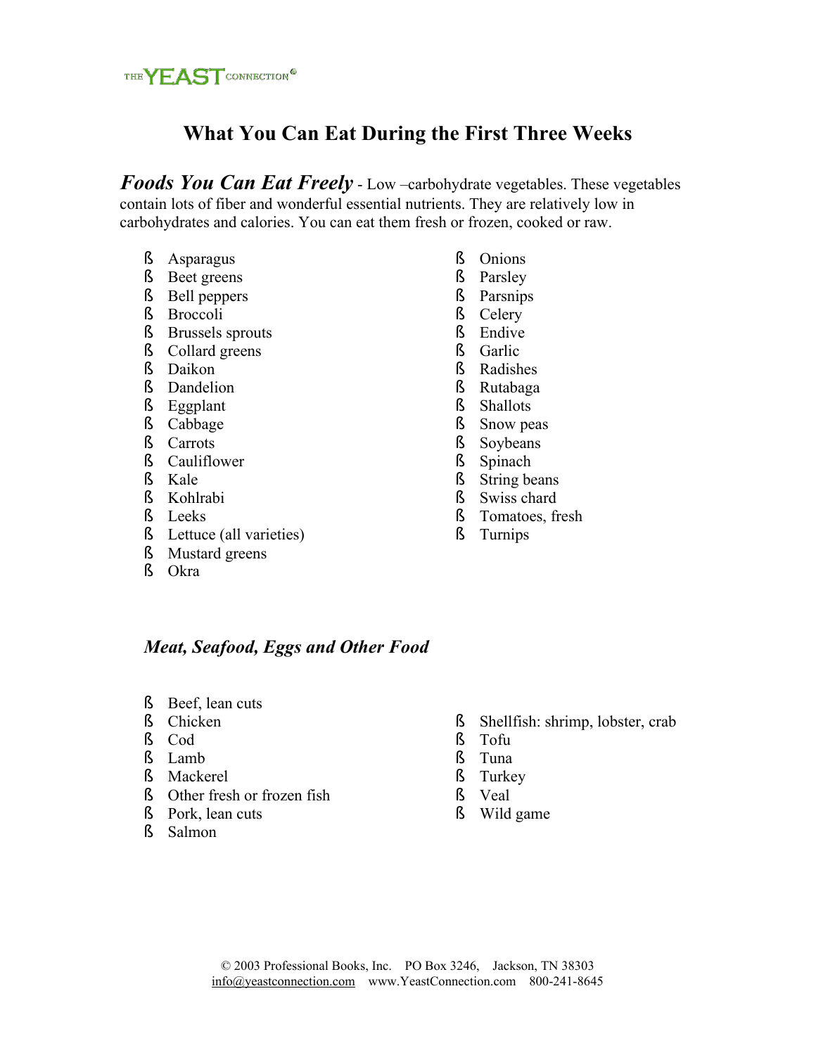THE YEAST CONNECTION®

# What You Can Eat During the First Three Weeks

***Foods You Can Eat Freely*** - Low –carbohydrate vegetables. These vegetables contain lots of fiber and wonderful essential nutrients. They are relatively low in carbohydrates and calories. You can eat them fresh or frozen, cooked or raw.

- Asparagus
- Beet greens
- Bell peppers
- Broccoli
- Brussels sprouts
- Collard greens
- Daikon
- Dandelion
- Eggplant
- Cabbage
- Carrots
- Cauliflower
- Kale
- Kohlrabi
- Leeks
- Lettuce (all varieties)
- Mustard greens
- Okra
- Onions
- Parsley
- Parsnips
- Celery
- Endive
- Garlic
- Radishes
- Rutabaga
- Shallots
- Snow peas
- Soybeans
- Spinach
- String beans
- Swiss chard
- Tomatoes, fresh
- Turnips

### *Meat, Seafood, Eggs and Other Food*

- Beef, lean cuts
- Chicken
- Cod
- Lamb
- Mackerel
- Other fresh or frozen fish
- Pork, lean cuts
- Salmon
- Shellfish: shrimp, lobster, crab
- Tofu
- Tuna
- Turkey
- Veal
- Wild game

© 2003 Professional Books, Inc. PO Box 3246, Jackson, TN 38303
info@yeastconnection.com www.YeastConnection.com 800-241-8645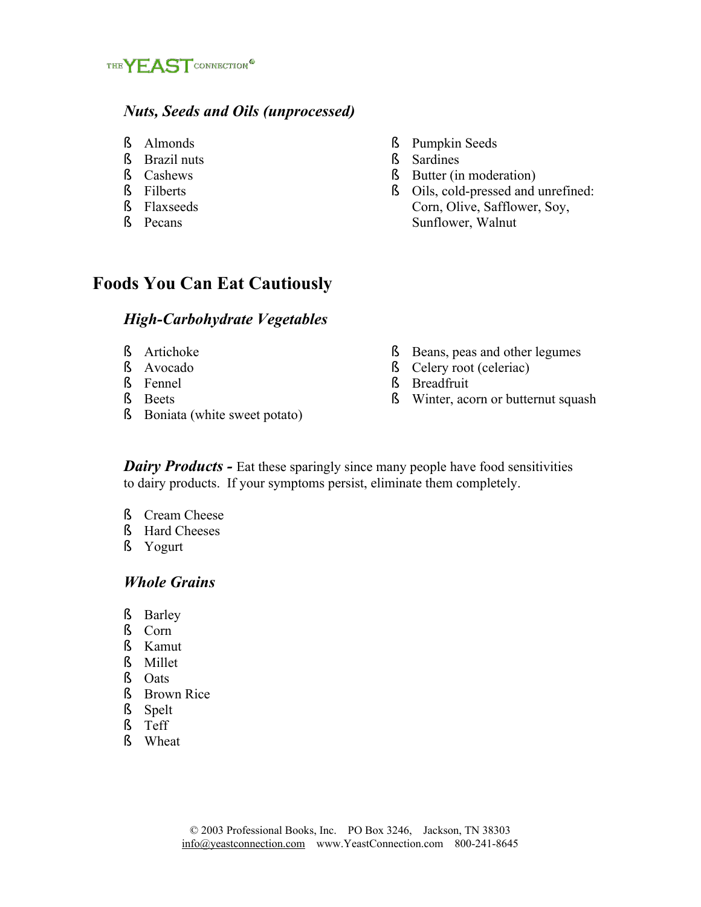### *Nuts, Seeds and Oils (unprocessed)*

- Almonds
- Brazil nuts
- Cashews
- Filberts
- Flaxseeds
- Pecans
- Pumpkin Seeds
- Sardines
- Butter (in moderation)
- Oils, cold-pressed and unrefined: Corn, Olive, Safflower, Soy, Sunflower, Walnut

## Foods You Can Eat Cautiously

### *High-Carbohydrate Vegetables*

- Artichoke
- Avocado
- Fennel
- Beets
- Boniata (white sweet potato)
- Beans, peas and other legumes
- Celery root (celeriac)
- Breadfruit
- Winter, acorn or butternut squash

***Dairy Products -*** Eat these sparingly since many people have food sensitivities to dairy products. If your symptoms persist, eliminate them completely.

- Cream Cheese
- Hard Cheeses
- Yogurt

### *Whole Grains*

- Barley
- Corn
- Kamut
- Millet
- Oats
- Brown Rice
- Spelt
- Teff
- Wheat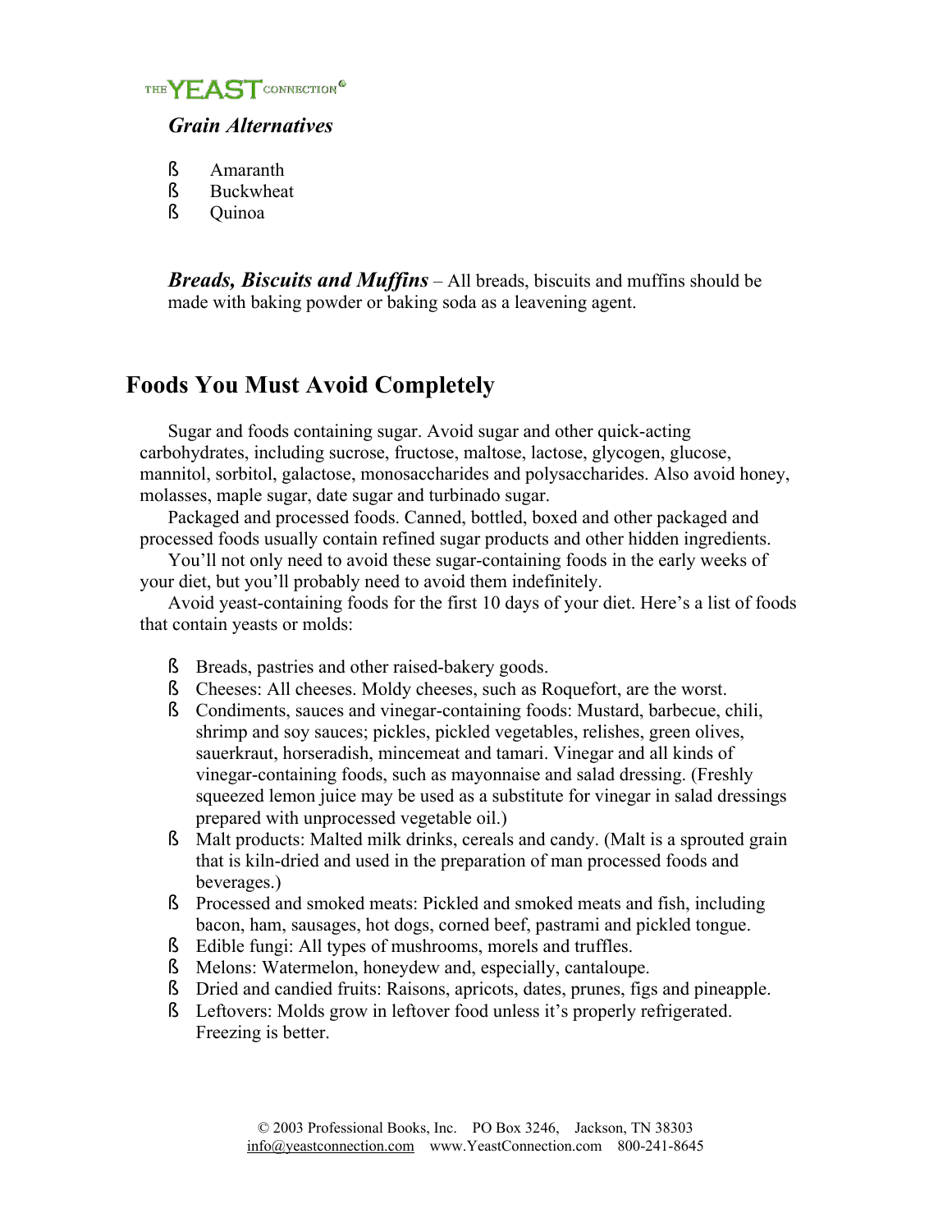### *Grain Alternatives*

- Amaranth
- Buckwheat
- Quinoa

***Breads, Biscuits and Muffins*** – All breads, biscuits and muffins should be made with baking powder or baking soda as a leavening agent.

## Foods You Must Avoid Completely

Sugar and foods containing sugar. Avoid sugar and other quick-acting carbohydrates, including sucrose, fructose, maltose, lactose, glycogen, glucose, mannitol, sorbitol, galactose, monosaccharides and polysaccharides. Also avoid honey, molasses, maple sugar, date sugar and turbinado sugar.

Packaged and processed foods. Canned, bottled, boxed and other packaged and processed foods usually contain refined sugar products and other hidden ingredients.

You'll not only need to avoid these sugar-containing foods in the early weeks of your diet, but you'll probably need to avoid them indefinitely.

Avoid yeast-containing foods for the first 10 days of your diet. Here's a list of foods that contain yeasts or molds:

- Breads, pastries and other raised-bakery goods.
- Cheeses: All cheeses. Moldy cheeses, such as Roquefort, are the worst.
- Condiments, sauces and vinegar-containing foods: Mustard, barbecue, chili, shrimp and soy sauces; pickles, pickled vegetables, relishes, green olives, sauerkraut, horseradish, mincemeat and tamari. Vinegar and all kinds of vinegar-containing foods, such as mayonnaise and salad dressing. (Freshly squeezed lemon juice may be used as a substitute for vinegar in salad dressings prepared with unprocessed vegetable oil.)
- Malt products: Malted milk drinks, cereals and candy. (Malt is a sprouted grain that is kiln-dried and used in the preparation of man processed foods and beverages.)
- Processed and smoked meats: Pickled and smoked meats and fish, including bacon, ham, sausages, hot dogs, corned beef, pastrami and pickled tongue.
- Edible fungi: All types of mushrooms, morels and truffles.
- Melons: Watermelon, honeydew and, especially, cantaloupe.
- Dried and candied fruits: Raisons, apricots, dates, prunes, figs and pineapple.
- Leftovers: Molds grow in leftover food unless it's properly refrigerated. Freezing is better.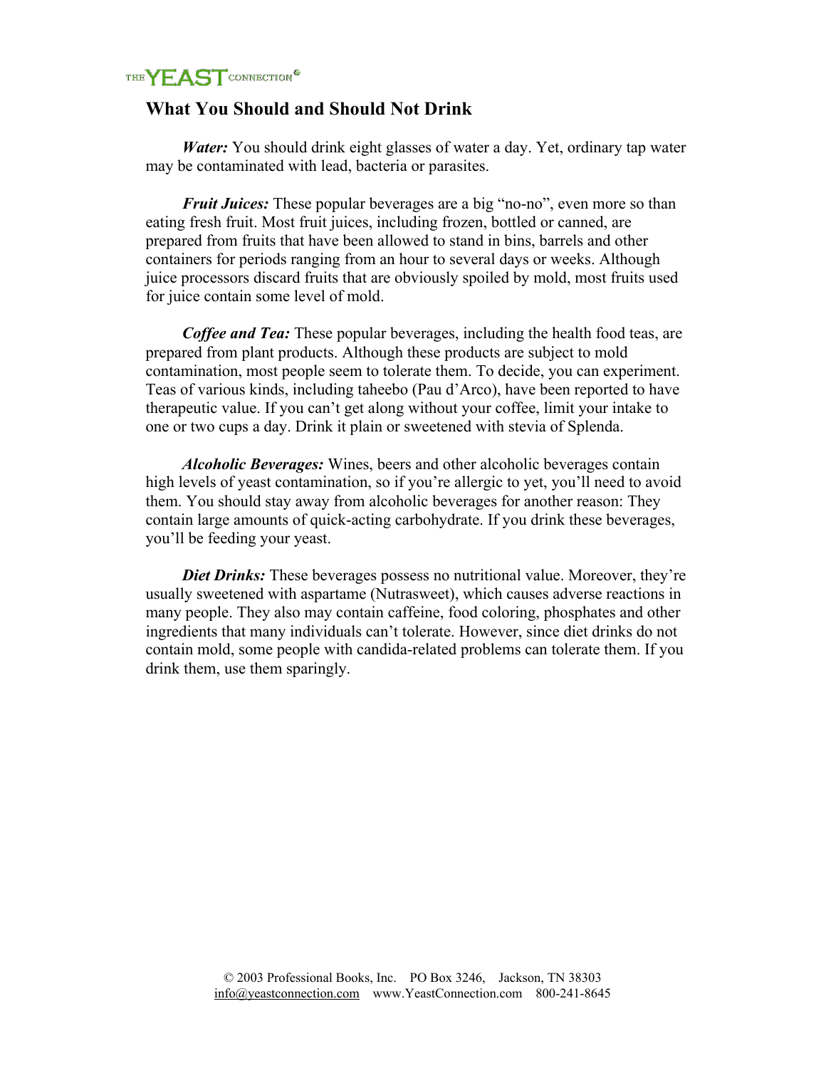## What You Should and Should Not Drink

***Water:*** You should drink eight glasses of water a day. Yet, ordinary tap water may be contaminated with lead, bacteria or parasites.

***Fruit Juices:*** These popular beverages are a big "no-no", even more so than eating fresh fruit. Most fruit juices, including frozen, bottled or canned, are prepared from fruits that have been allowed to stand in bins, barrels and other containers for periods ranging from an hour to several days or weeks. Although juice processors discard fruits that are obviously spoiled by mold, most fruits used for juice contain some level of mold.

***Coffee and Tea:*** These popular beverages, including the health food teas, are prepared from plant products. Although these products are subject to mold contamination, most people seem to tolerate them. To decide, you can experiment. Teas of various kinds, including taheebo (Pau d'Arco), have been reported to have therapeutic value. If you can't get along without your coffee, limit your intake to one or two cups a day. Drink it plain or sweetened with stevia of Splenda.

***Alcoholic Beverages:*** Wines, beers and other alcoholic beverages contain high levels of yeast contamination, so if you're allergic to yet, you'll need to avoid them. You should stay away from alcoholic beverages for another reason: They contain large amounts of quick-acting carbohydrate. If you drink these beverages, you'll be feeding your yeast.

***Diet Drinks:*** These beverages possess no nutritional value. Moreover, they're usually sweetened with aspartame (Nutrasweet), which causes adverse reactions in many people. They also may contain caffeine, food coloring, phosphates and other ingredients that many individuals can't tolerate. However, since diet drinks do not contain mold, some people with candida-related problems can tolerate them. If you drink them, use them sparingly.